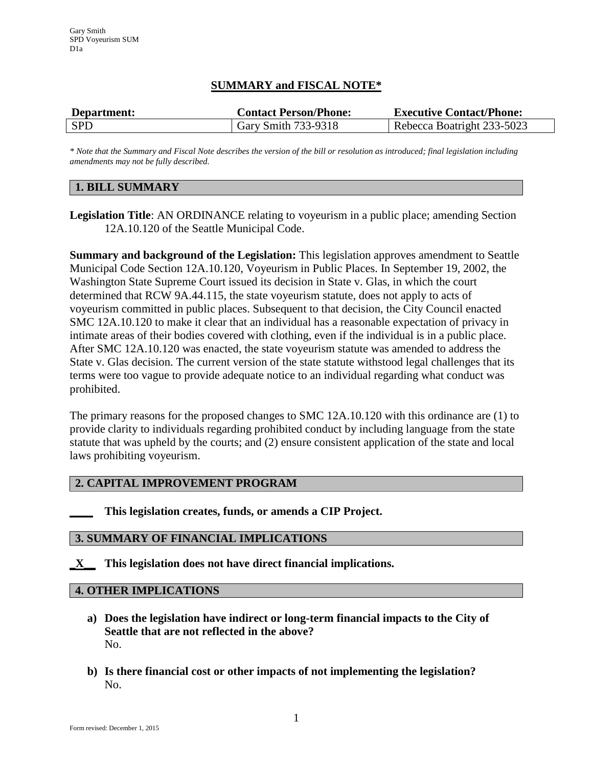Gary Smith
SPD Voyeurism SUM
D1a

# SUMMARY and FISCAL NOTE*

| Department: | Contact Person/Phone: | Executive Contact/Phone: |
|---|---|---|
| SPD | Gary Smith 733-9318 | Rebecca Boatright 233-5023 |

*\* Note that the Summary and Fiscal Note describes the version of the bill or resolution as introduced; final legislation including amendments may not be fully described.*

## 1. BILL SUMMARY

**Legislation Title**: AN ORDINANCE relating to voyeurism in a public place; amending Section 12A.10.120 of the Seattle Municipal Code.

**Summary and background of the Legislation:** This legislation approves amendment to Seattle Municipal Code Section 12A.10.120, Voyeurism in Public Places. In September 19, 2002, the Washington State Supreme Court issued its decision in State v. Glas, in which the court determined that RCW 9A.44.115, the state voyeurism statute, does not apply to acts of voyeurism committed in public places. Subsequent to that decision, the City Council enacted SMC 12A.10.120 to make it clear that an individual has a reasonable expectation of privacy in intimate areas of their bodies covered with clothing, even if the individual is in a public place. After SMC 12A.10.120 was enacted, the state voyeurism statute was amended to address the State v. Glas decision. The current version of the state statute withstood legal challenges that its terms were too vague to provide adequate notice to an individual regarding what conduct was prohibited.

The primary reasons for the proposed changes to SMC 12A.10.120 with this ordinance are (1) to provide clarity to individuals regarding prohibited conduct by including language from the state statute that was upheld by the courts; and (2) ensure consistent application of the state and local laws prohibiting voyeurism.

## 2. CAPITAL IMPROVEMENT PROGRAM

\_\_\_\_ **This legislation creates, funds, or amends a CIP Project.**

## 3. SUMMARY OF FINANCIAL IMPLICATIONS

\_X\_\_ **This legislation does not have direct financial implications.**

## 4. OTHER IMPLICATIONS

a) **Does the legislation have indirect or long-term financial impacts to the City of Seattle that are not reflected in the above?**
   No.

b) **Is there financial cost or other impacts of not implementing the legislation?**
   No.

Form revised: December 1, 2015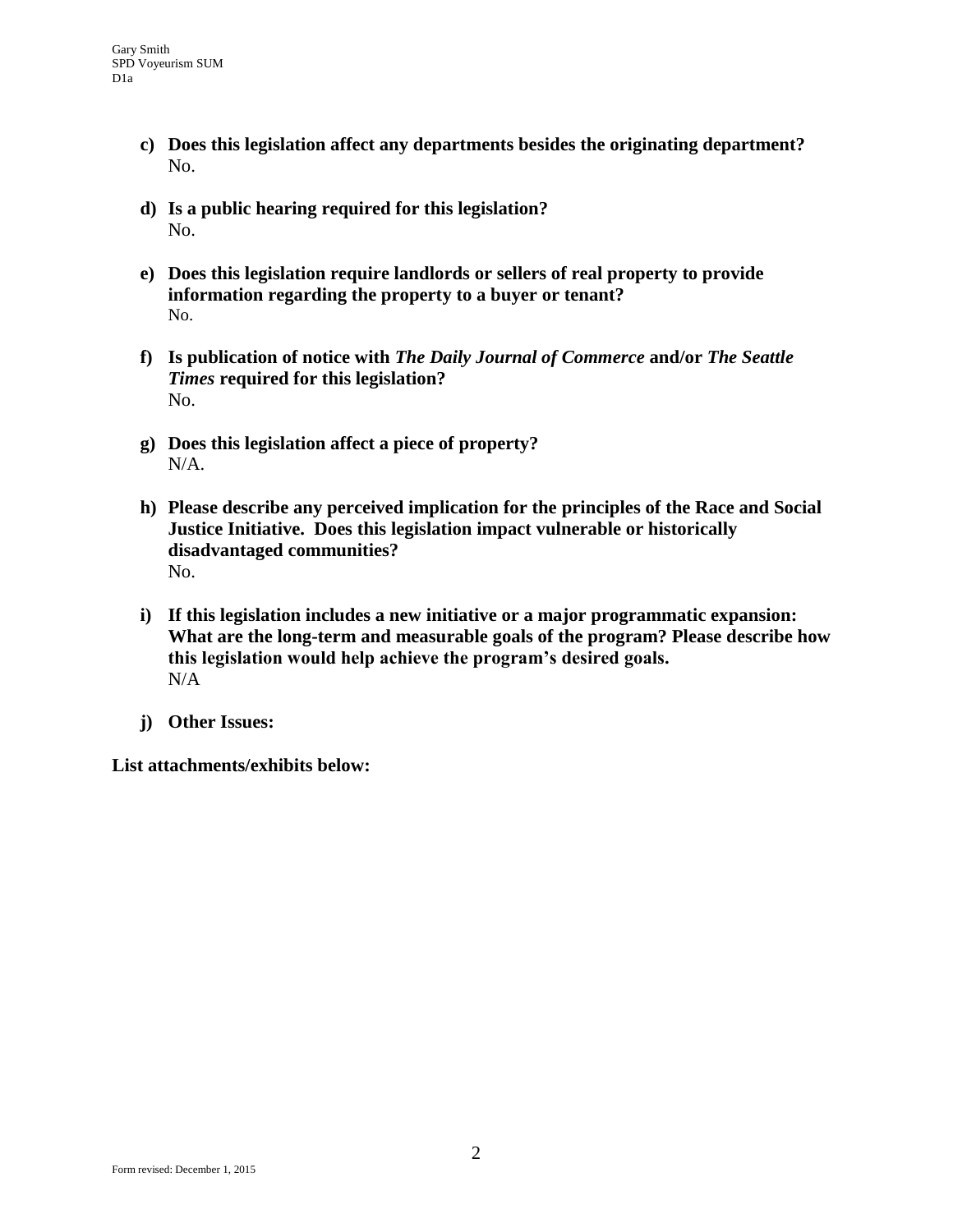c) **Does this legislation affect any departments besides the originating department?**
   No.

d) **Is a public hearing required for this legislation?**
   No.

e) **Does this legislation require landlords or sellers of real property to provide information regarding the property to a buyer or tenant?**
   No.

f) **Is publication of notice with *The Daily Journal of Commerce* and/or *The Seattle Times* required for this legislation?**
   No.

g) **Does this legislation affect a piece of property?**
   N/A.

h) **Please describe any perceived implication for the principles of the Race and Social Justice Initiative. Does this legislation impact vulnerable or historically disadvantaged communities?**
   No.

i) **If this legislation includes a new initiative or a major programmatic expansion: What are the long-term and measurable goals of the program? Please describe how this legislation would help achieve the program's desired goals.**
   N/A

j) **Other Issues:**

**List attachments/exhibits below:**